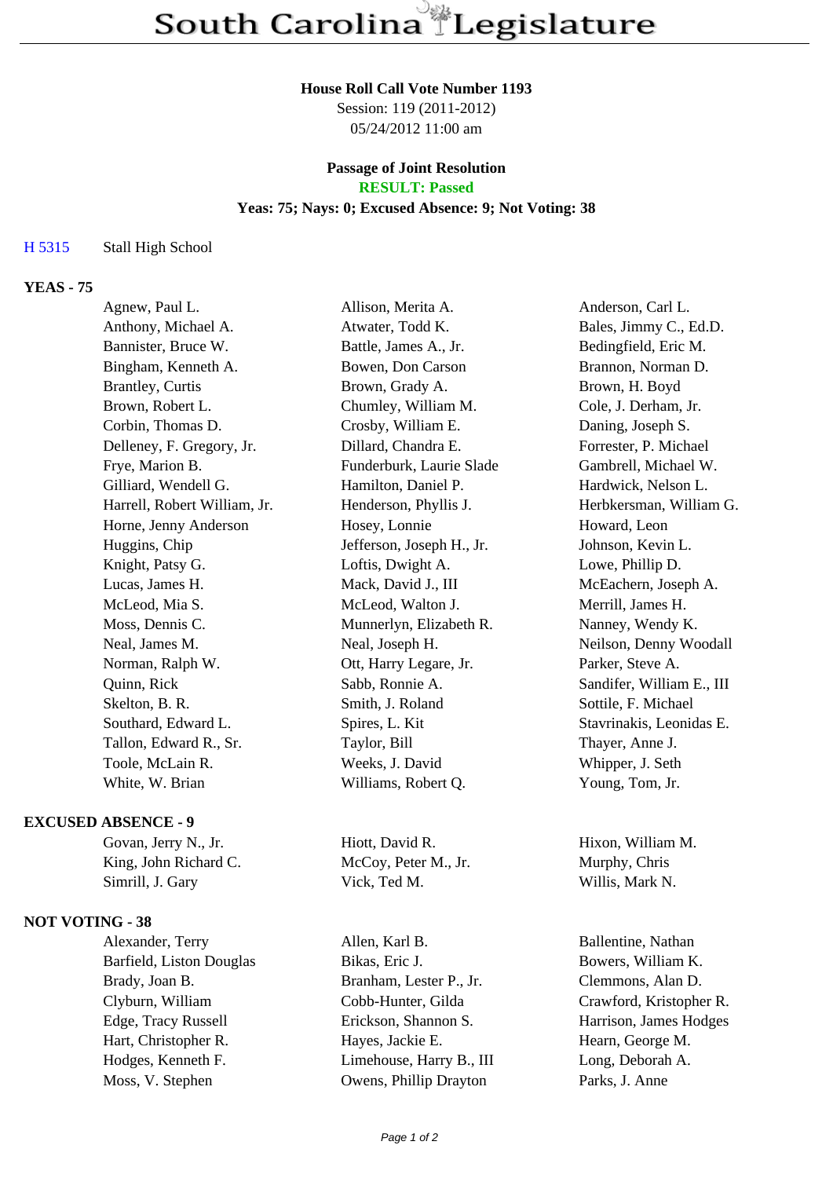# South Carolina Legislature

**House Roll Call Vote Number 1193**
Session: 119 (2011-2012)
05/24/2012 11:00 am

**Passage of Joint Resolution**
**RESULT: Passed**
**Yeas: 75; Nays: 0; Excused Absence: 9; Not Voting: 38**

H 5315 Stall High School

**YEAS - 75**

| | | |
|---|---|---|
| Agnew, Paul L. | Allison, Merita A. | Anderson, Carl L. |
| Anthony, Michael A. | Atwater, Todd K. | Bales, Jimmy C., Ed.D. |
| Bannister, Bruce W. | Battle, James A., Jr. | Bedingfield, Eric M. |
| Bingham, Kenneth A. | Bowen, Don Carson | Brannon, Norman D. |
| Brantley, Curtis | Brown, Grady A. | Brown, H. Boyd |
| Brown, Robert L. | Chumley, William M. | Cole, J. Derham, Jr. |
| Corbin, Thomas D. | Crosby, William E. | Daning, Joseph S. |
| Delleney, F. Gregory, Jr. | Dillard, Chandra E. | Forrester, P. Michael |
| Frye, Marion B. | Funderburk, Laurie Slade | Gambrell, Michael W. |
| Gilliard, Wendell G. | Hamilton, Daniel P. | Hardwick, Nelson L. |
| Harrell, Robert William, Jr. | Henderson, Phyllis J. | Herbkersman, William G. |
| Horne, Jenny Anderson | Hosey, Lonnie | Howard, Leon |
| Huggins, Chip | Jefferson, Joseph H., Jr. | Johnson, Kevin L. |
| Knight, Patsy G. | Loftis, Dwight A. | Lowe, Phillip D. |
| Lucas, James H. | Mack, David J., III | McEachern, Joseph A. |
| McLeod, Mia S. | McLeod, Walton J. | Merrill, James H. |
| Moss, Dennis C. | Munnerlyn, Elizabeth R. | Nanney, Wendy K. |
| Neal, James M. | Neal, Joseph H. | Neilson, Denny Woodall |
| Norman, Ralph W. | Ott, Harry Legare, Jr. | Parker, Steve A. |
| Quinn, Rick | Sabb, Ronnie A. | Sandifer, William E., III |
| Skelton, B. R. | Smith, J. Roland | Sottile, F. Michael |
| Southard, Edward L. | Spires, L. Kit | Stavrinakis, Leonidas E. |
| Tallon, Edward R., Sr. | Taylor, Bill | Thayer, Anne J. |
| Toole, McLain R. | Weeks, J. David | Whipper, J. Seth |
| White, W. Brian | Williams, Robert Q. | Young, Tom, Jr. |

**EXCUSED ABSENCE - 9**

| | | |
|---|---|---|
| Govan, Jerry N., Jr. | Hiott, David R. | Hixon, William M. |
| King, John Richard C. | McCoy, Peter M., Jr. | Murphy, Chris |
| Simrill, J. Gary | Vick, Ted M. | Willis, Mark N. |

**NOT VOTING - 38**

| | | |
|---|---|---|
| Alexander, Terry | Allen, Karl B. | Ballentine, Nathan |
| Barfield, Liston Douglas | Bikas, Eric J. | Bowers, William K. |
| Brady, Joan B. | Branham, Lester P., Jr. | Clemmons, Alan D. |
| Clyburn, William | Cobb-Hunter, Gilda | Crawford, Kristopher R. |
| Edge, Tracy Russell | Erickson, Shannon S. | Harrison, James Hodges |
| Hart, Christopher R. | Hayes, Jackie E. | Hearn, George M. |
| Hodges, Kenneth F. | Limehouse, Harry B., III | Long, Deborah A. |
| Moss, V. Stephen | Owens, Phillip Drayton | Parks, J. Anne |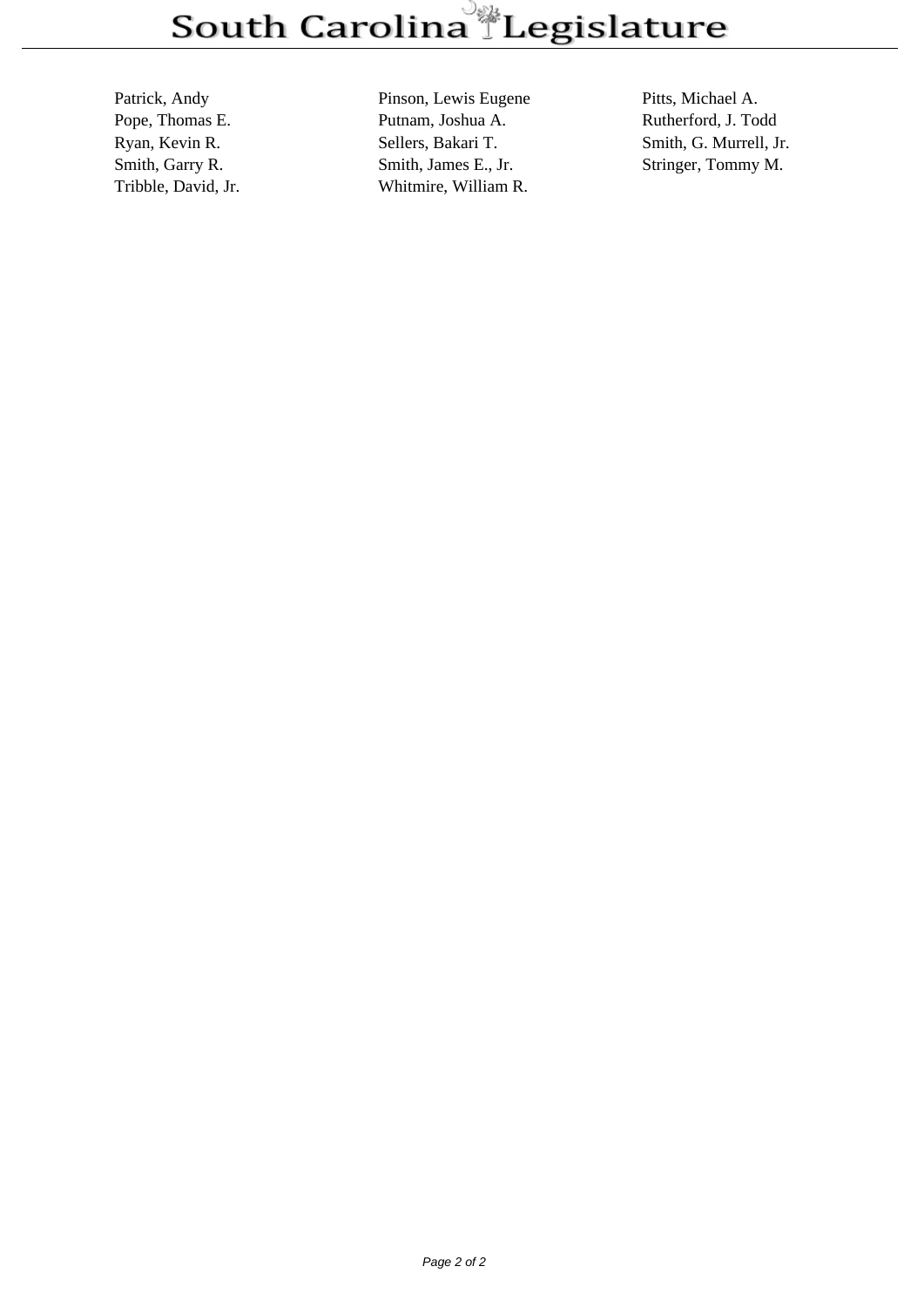Patrick, Andy
Pinson, Lewis Eugene
Pitts, Michael A.
Pope, Thomas E.
Putnam, Joshua A.
Rutherford, J. Todd
Ryan, Kevin R.
Sellers, Bakari T.
Smith, G. Murrell, Jr.
Smith, Garry R.
Smith, James E., Jr.
Stringer, Tommy M.
Tribble, David, Jr.
Whitmire, William R.